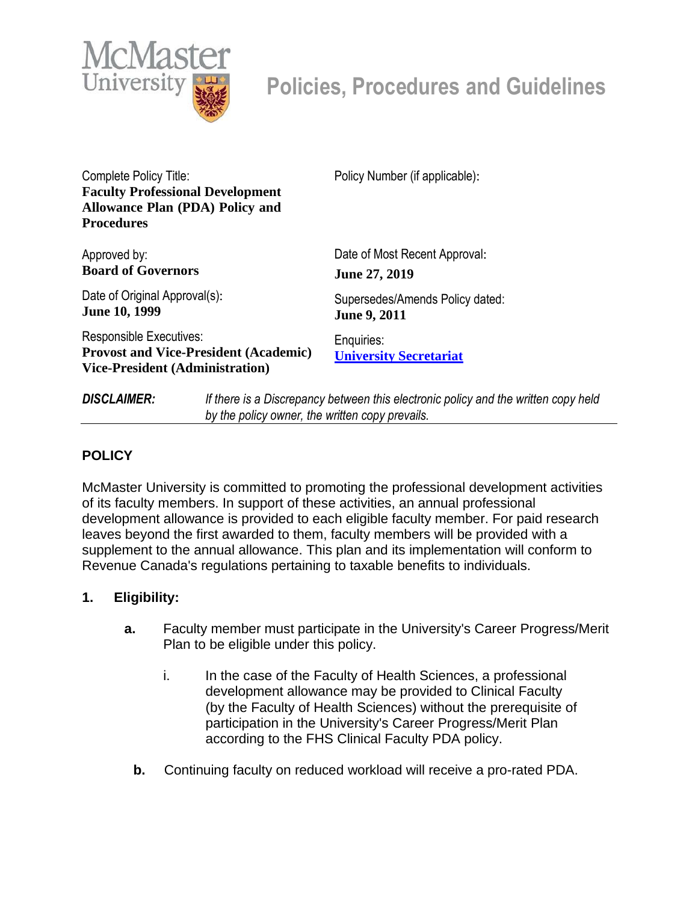McMaster University

# Policies, Procedures and Guidelines

| Complete Policy Title:<br>**Faculty Professional Development Allowance Plan (PDA) Policy and Procedures** | Policy Number (if applicable): |
|---|---|
| Approved by:<br>**Board of Governors** | Date of Most Recent Approval:<br>**June 27, 2019** |
| Date of Original Approval(s):<br>**June 10, 1999** | Supersedes/Amends Policy dated:<br>**June 9, 2011** |
| Responsible Executives:<br>**Provost and Vice-President (Academic)**<br>**Vice-President (Administration)** | Enquiries:<br>**University Secretariat** |

***DISCLAIMER:*** *If there is a Discrepancy between this electronic policy and the written copy held by the policy owner, the written copy prevails.*

## POLICY

McMaster University is committed to promoting the professional development activities of its faculty members. In support of these activities, an annual professional development allowance is provided to each eligible faculty member. For paid research leaves beyond the first awarded to them, faculty members will be provided with a supplement to the annual allowance. This plan and its implementation will conform to Revenue Canada's regulations pertaining to taxable benefits to individuals.

### 1. Eligibility:

**a.** Faculty member must participate in the University's Career Progress/Merit Plan to be eligible under this policy.

i. In the case of the Faculty of Health Sciences, a professional development allowance may be provided to Clinical Faculty (by the Faculty of Health Sciences) without the prerequisite of participation in the University's Career Progress/Merit Plan according to the FHS Clinical Faculty PDA policy.

**b.** Continuing faculty on reduced workload will receive a pro-rated PDA.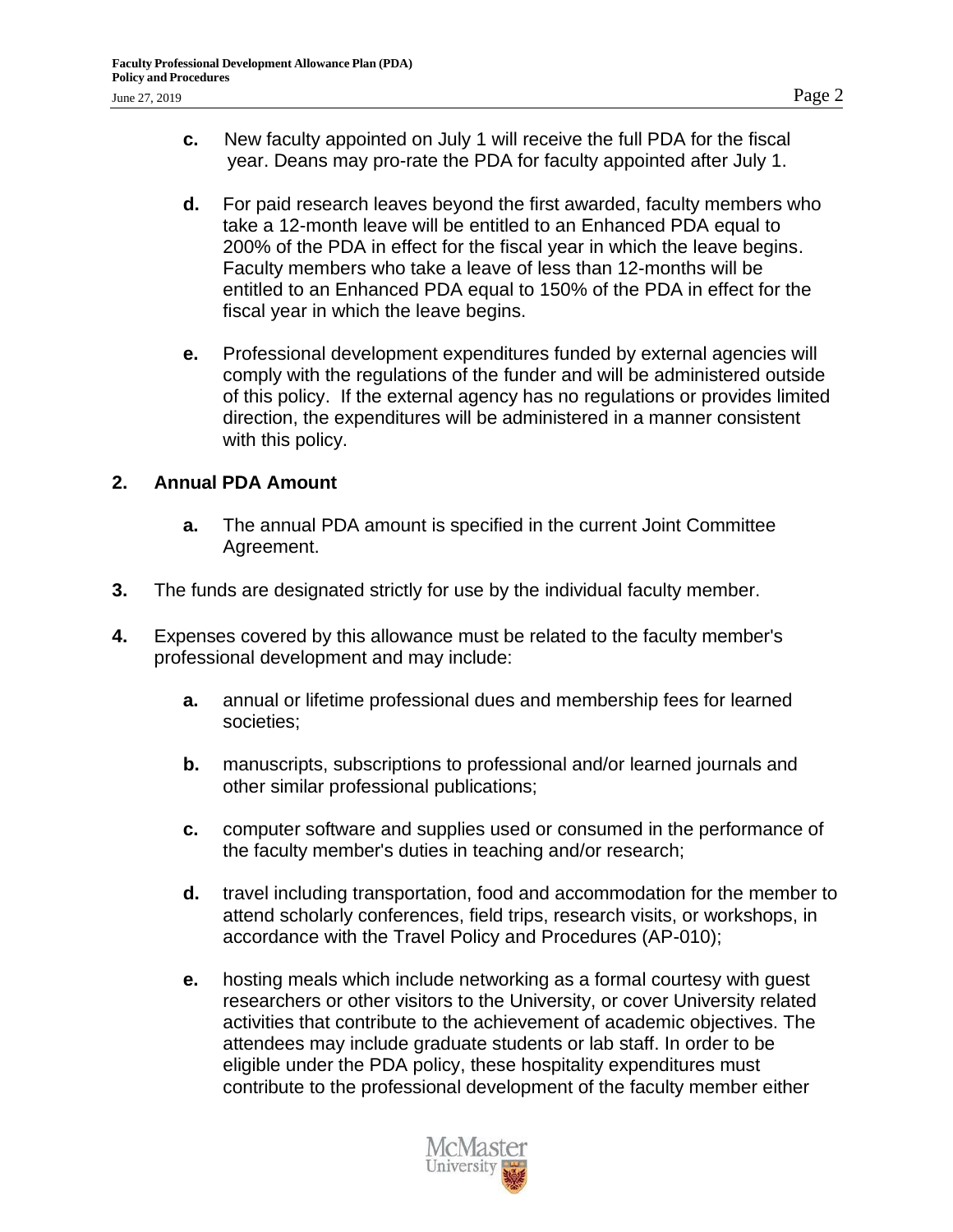c. New faculty appointed on July 1 will receive the full PDA for the fiscal year. Deans may pro-rate the PDA for faculty appointed after July 1.

d. For paid research leaves beyond the first awarded, faculty members who take a 12-month leave will be entitled to an Enhanced PDA equal to 200% of the PDA in effect for the fiscal year in which the leave begins. Faculty members who take a leave of less than 12-months will be entitled to an Enhanced PDA equal to 150% of the PDA in effect for the fiscal year in which the leave begins.

e. Professional development expenditures funded by external agencies will comply with the regulations of the funder and will be administered outside of this policy. If the external agency has no regulations or provides limited direction, the expenditures will be administered in a manner consistent with this policy.

## 2. Annual PDA Amount

a. The annual PDA amount is specified in the current Joint Committee Agreement.

**3.** The funds are designated strictly for use by the individual faculty member.

**4.** Expenses covered by this allowance must be related to the faculty member's professional development and may include:

a. annual or lifetime professional dues and membership fees for learned societies;

b. manuscripts, subscriptions to professional and/or learned journals and other similar professional publications;

c. computer software and supplies used or consumed in the performance of the faculty member's duties in teaching and/or research;

d. travel including transportation, food and accommodation for the member to attend scholarly conferences, field trips, research visits, or workshops, in accordance with the Travel Policy and Procedures (AP-010);

e. hosting meals which include networking as a formal courtesy with guest researchers or other visitors to the University, or cover University related activities that contribute to the achievement of academic objectives. The attendees may include graduate students or lab staff. In order to be eligible under the PDA policy, these hospitality expenditures must contribute to the professional development of the faculty member either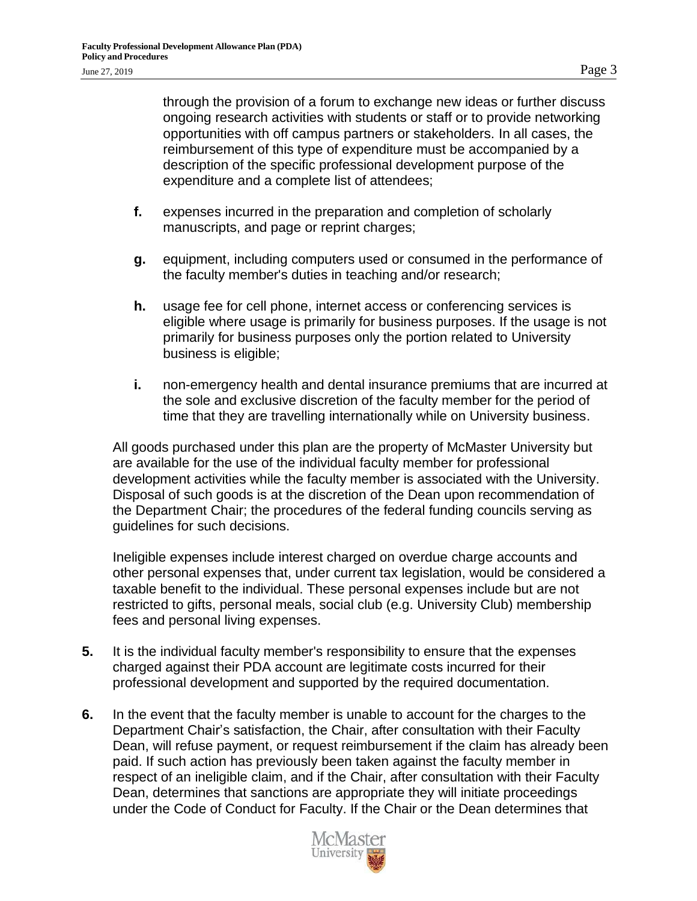through the provision of a forum to exchange new ideas or further discuss ongoing research activities with students or staff or to provide networking opportunities with off campus partners or stakeholders. In all cases, the reimbursement of this type of expenditure must be accompanied by a description of the specific professional development purpose of the expenditure and a complete list of attendees;

- **f.** expenses incurred in the preparation and completion of scholarly manuscripts, and page or reprint charges;

- **g.** equipment, including computers used or consumed in the performance of the faculty member's duties in teaching and/or research;

- **h.** usage fee for cell phone, internet access or conferencing services is eligible where usage is primarily for business purposes. If the usage is not primarily for business purposes only the portion related to University business is eligible;

- **i.** non-emergency health and dental insurance premiums that are incurred at the sole and exclusive discretion of the faculty member for the period of time that they are travelling internationally while on University business.

All goods purchased under this plan are the property of McMaster University but are available for the use of the individual faculty member for professional development activities while the faculty member is associated with the University. Disposal of such goods is at the discretion of the Dean upon recommendation of the Department Chair; the procedures of the federal funding councils serving as guidelines for such decisions.

Ineligible expenses include interest charged on overdue charge accounts and other personal expenses that, under current tax legislation, would be considered a taxable benefit to the individual. These personal expenses include but are not restricted to gifts, personal meals, social club (e.g. University Club) membership fees and personal living expenses.

**5.** It is the individual faculty member's responsibility to ensure that the expenses charged against their PDA account are legitimate costs incurred for their professional development and supported by the required documentation.

**6.** In the event that the faculty member is unable to account for the charges to the Department Chair's satisfaction, the Chair, after consultation with their Faculty Dean, will refuse payment, or request reimbursement if the claim has already been paid. If such action has previously been taken against the faculty member in respect of an ineligible claim, and if the Chair, after consultation with their Faculty Dean, determines that sanctions are appropriate they will initiate proceedings under the Code of Conduct for Faculty. If the Chair or the Dean determines that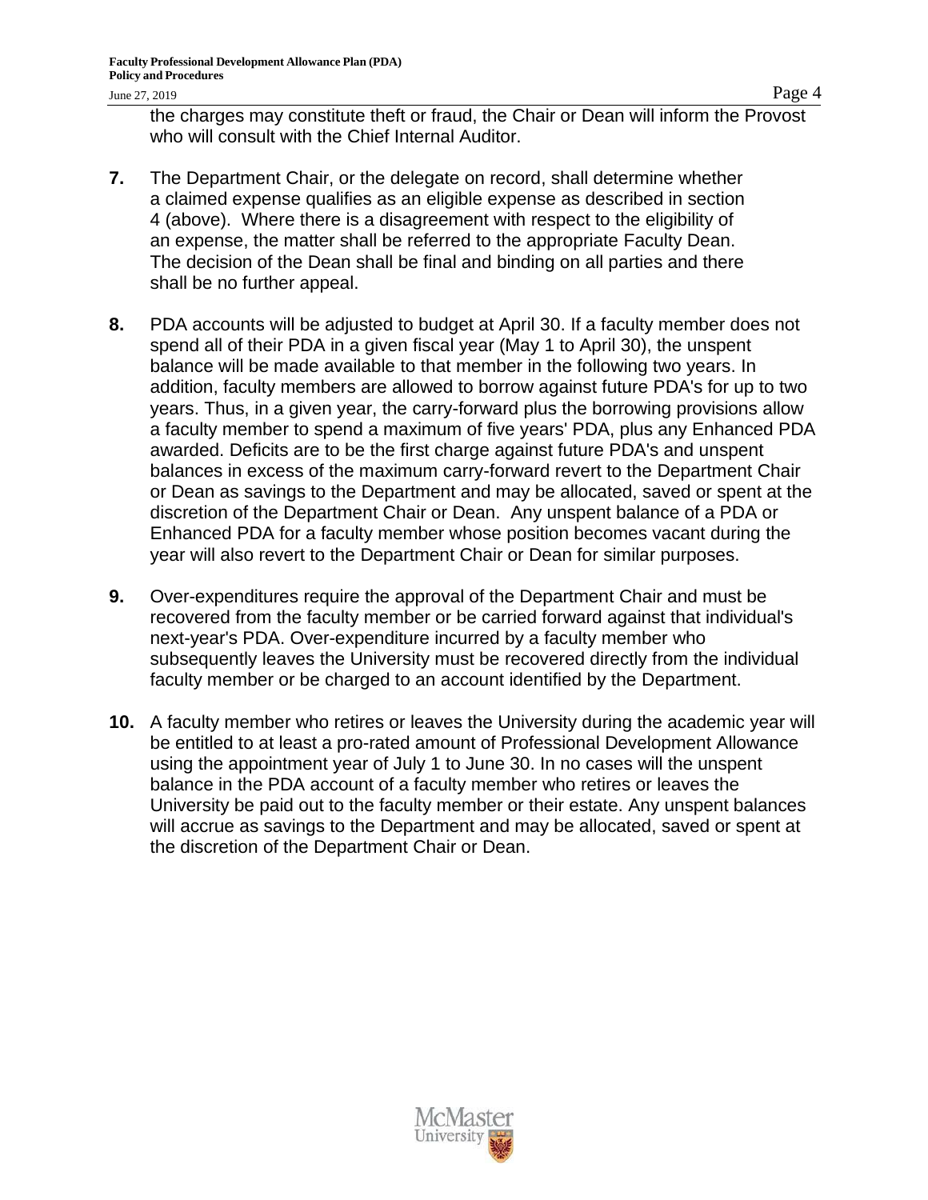the charges may constitute theft or fraud, the Chair or Dean will inform the Provost who will consult with the Chief Internal Auditor.

**7.** The Department Chair, or the delegate on record, shall determine whether a claimed expense qualifies as an eligible expense as described in section 4 (above). Where there is a disagreement with respect to the eligibility of an expense, the matter shall be referred to the appropriate Faculty Dean. The decision of the Dean shall be final and binding on all parties and there shall be no further appeal.

**8.** PDA accounts will be adjusted to budget at April 30. If a faculty member does not spend all of their PDA in a given fiscal year (May 1 to April 30), the unspent balance will be made available to that member in the following two years. In addition, faculty members are allowed to borrow against future PDA's for up to two years. Thus, in a given year, the carry-forward plus the borrowing provisions allow a faculty member to spend a maximum of five years' PDA, plus any Enhanced PDA awarded. Deficits are to be the first charge against future PDA's and unspent balances in excess of the maximum carry-forward revert to the Department Chair or Dean as savings to the Department and may be allocated, saved or spent at the discretion of the Department Chair or Dean. Any unspent balance of a PDA or Enhanced PDA for a faculty member whose position becomes vacant during the year will also revert to the Department Chair or Dean for similar purposes.

**9.** Over-expenditures require the approval of the Department Chair and must be recovered from the faculty member or be carried forward against that individual's next-year's PDA. Over-expenditure incurred by a faculty member who subsequently leaves the University must be recovered directly from the individual faculty member or be charged to an account identified by the Department.

**10.** A faculty member who retires or leaves the University during the academic year will be entitled to at least a pro-rated amount of Professional Development Allowance using the appointment year of July 1 to June 30. In no cases will the unspent balance in the PDA account of a faculty member who retires or leaves the University be paid out to the faculty member or their estate. Any unspent balances will accrue as savings to the Department and may be allocated, saved or spent at the discretion of the Department Chair or Dean.